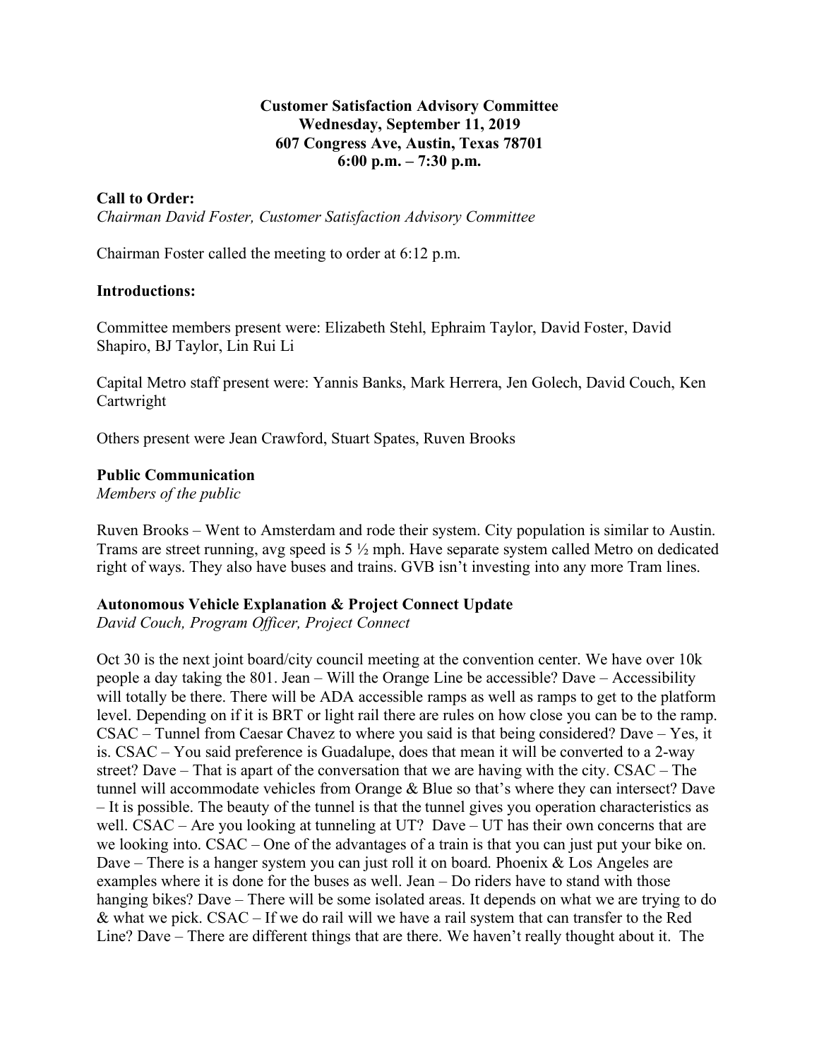**Customer Satisfaction Advisory Committee**
**Wednesday, September 11, 2019**
**607 Congress Ave, Austin, Texas 78701**
**6:00 p.m. – 7:30 p.m.**

**Call to Order:**

*Chairman David Foster, Customer Satisfaction Advisory Committee*

Chairman Foster called the meeting to order at 6:12 p.m.

**Introductions:**

Committee members present were: Elizabeth Stehl, Ephraim Taylor, David Foster, David Shapiro, BJ Taylor, Lin Rui Li

Capital Metro staff present were: Yannis Banks, Mark Herrera, Jen Golech, David Couch, Ken Cartwright

Others present were Jean Crawford, Stuart Spates, Ruven Brooks

**Public Communication**

*Members of the public*

Ruven Brooks – Went to Amsterdam and rode their system. City population is similar to Austin. Trams are street running, avg speed is 5 ½ mph. Have separate system called Metro on dedicated right of ways. They also have buses and trains. GVB isn't investing into any more Tram lines.

**Autonomous Vehicle Explanation & Project Connect Update**

*David Couch, Program Officer, Project Connect*

Oct 30 is the next joint board/city council meeting at the convention center. We have over 10k people a day taking the 801. Jean – Will the Orange Line be accessible? Dave – Accessibility will totally be there. There will be ADA accessible ramps as well as ramps to get to the platform level. Depending on if it is BRT or light rail there are rules on how close you can be to the ramp. CSAC – Tunnel from Caesar Chavez to where you said is that being considered? Dave – Yes, it is. CSAC – You said preference is Guadalupe, does that mean it will be converted to a 2-way street? Dave – That is apart of the conversation that we are having with the city. CSAC – The tunnel will accommodate vehicles from Orange & Blue so that's where they can intersect? Dave – It is possible. The beauty of the tunnel is that the tunnel gives you operation characteristics as well. CSAC – Are you looking at tunneling at UT? Dave – UT has their own concerns that are we looking into. CSAC – One of the advantages of a train is that you can just put your bike on. Dave – There is a hanger system you can just roll it on board. Phoenix & Los Angeles are examples where it is done for the buses as well. Jean – Do riders have to stand with those hanging bikes? Dave – There will be some isolated areas. It depends on what we are trying to do & what we pick. CSAC – If we do rail will we have a rail system that can transfer to the Red Line? Dave – There are different things that are there. We haven't really thought about it. The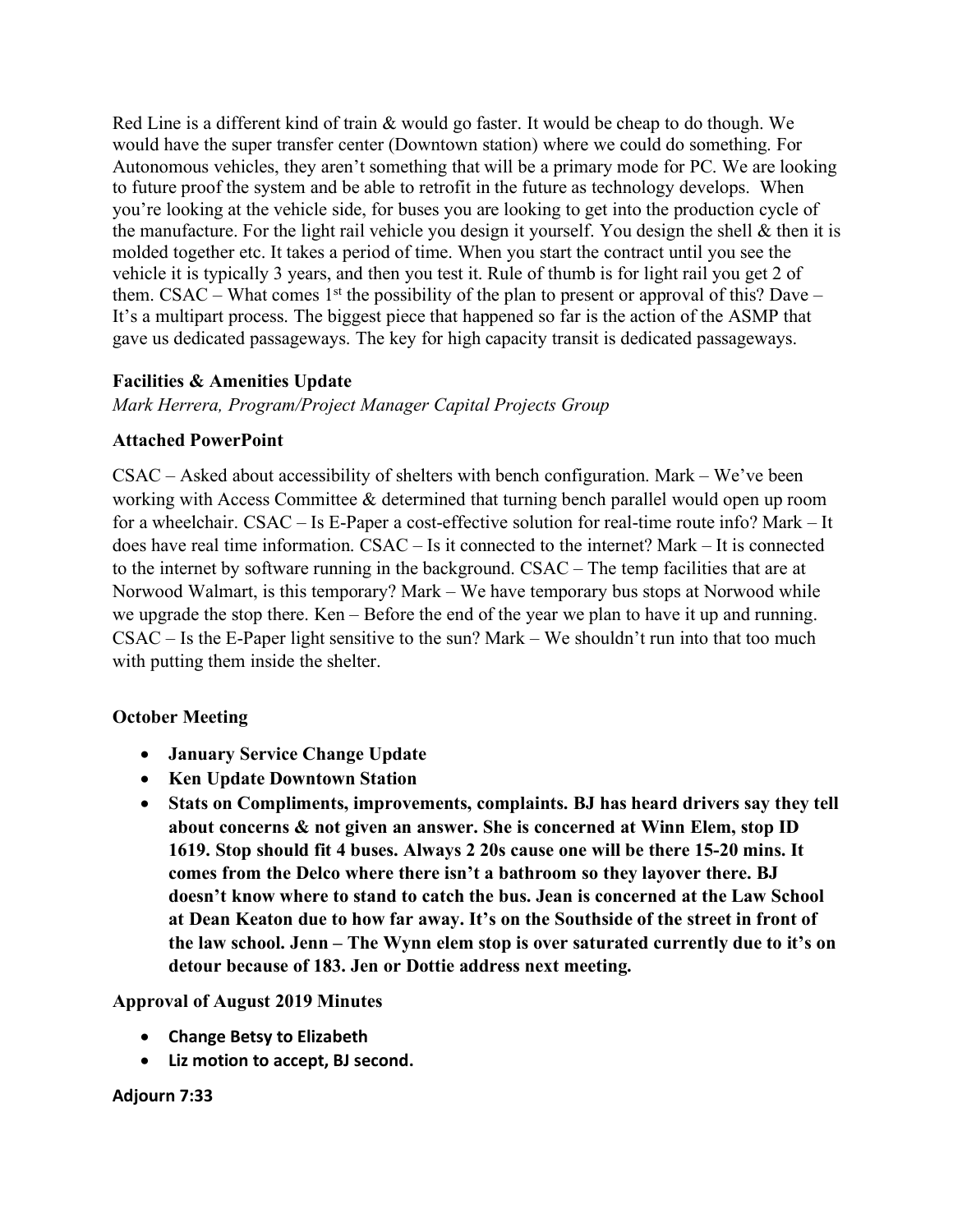Red Line is a different kind of train & would go faster. It would be cheap to do though. We would have the super transfer center (Downtown station) where we could do something. For Autonomous vehicles, they aren't something that will be a primary mode for PC. We are looking to future proof the system and be able to retrofit in the future as technology develops. When you're looking at the vehicle side, for buses you are looking to get into the production cycle of the manufacture. For the light rail vehicle you design it yourself. You design the shell & then it is molded together etc. It takes a period of time. When you start the contract until you see the vehicle it is typically 3 years, and then you test it. Rule of thumb is for light rail you get 2 of them. CSAC – What comes 1st the possibility of the plan to present or approval of this? Dave – It's a multipart process. The biggest piece that happened so far is the action of the ASMP that gave us dedicated passageways. The key for high capacity transit is dedicated passageways.

**Facilities & Amenities Update**

*Mark Herrera, Program/Project Manager Capital Projects Group*

**Attached PowerPoint**

CSAC – Asked about accessibility of shelters with bench configuration. Mark – We've been working with Access Committee & determined that turning bench parallel would open up room for a wheelchair. CSAC – Is E-Paper a cost-effective solution for real-time route info? Mark – It does have real time information. CSAC – Is it connected to the internet? Mark – It is connected to the internet by software running in the background. CSAC – The temp facilities that are at Norwood Walmart, is this temporary? Mark – We have temporary bus stops at Norwood while we upgrade the stop there. Ken – Before the end of the year we plan to have it up and running. CSAC – Is the E-Paper light sensitive to the sun? Mark – We shouldn't run into that too much with putting them inside the shelter.

**October Meeting**

- **January Service Change Update**
- **Ken Update Downtown Station**
- **Stats on Compliments, improvements, complaints. BJ has heard drivers say they tell about concerns & not given an answer. She is concerned at Winn Elem, stop ID 1619. Stop should fit 4 buses. Always 2 20s cause one will be there 15-20 mins. It comes from the Delco where there isn't a bathroom so they layover there. BJ doesn't know where to stand to catch the bus. Jean is concerned at the Law School at Dean Keaton due to how far away. It's on the Southside of the street in front of the law school. Jenn – The Wynn elem stop is over saturated currently due to it's on detour because of 183. Jen or Dottie address next meeting.**

**Approval of August 2019 Minutes**

- **Change Betsy to Elizabeth**
- **Liz motion to accept, BJ second.**

**Adjourn 7:33**